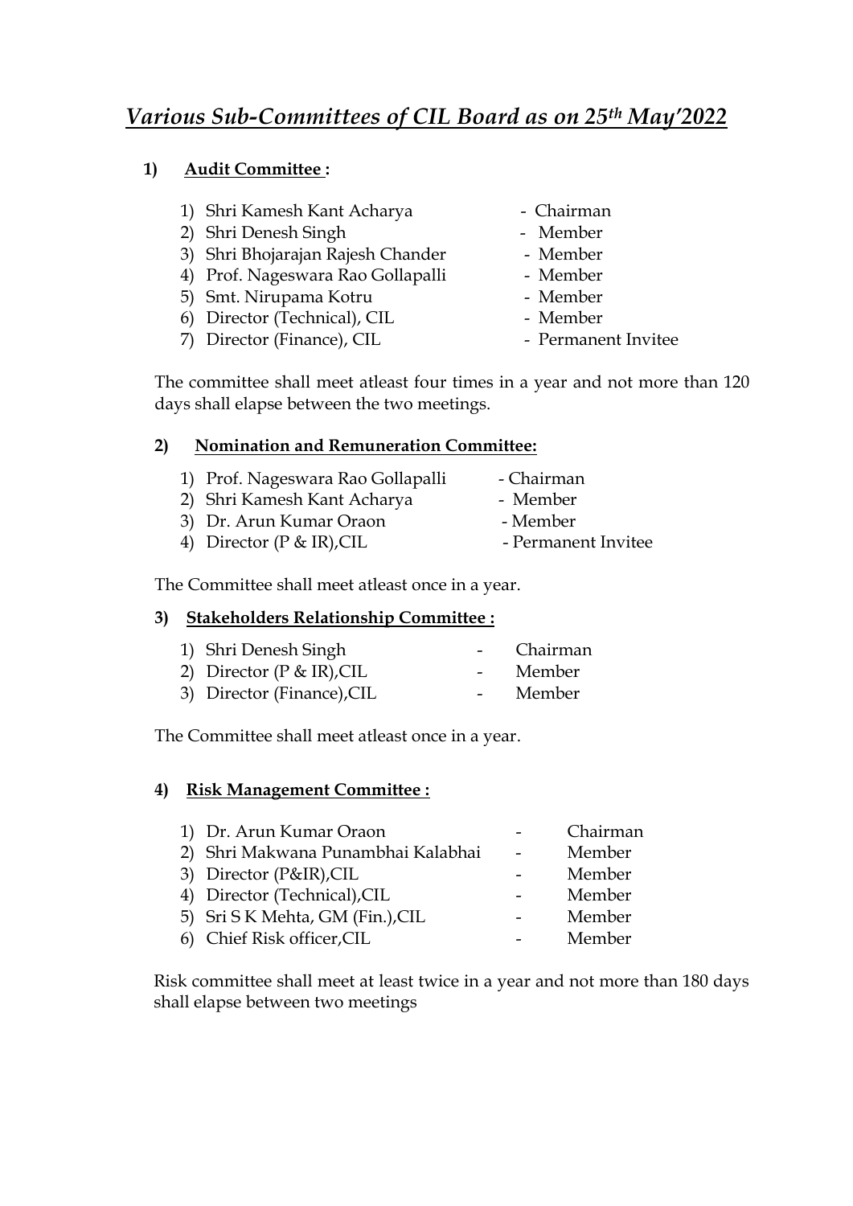# *Various Sub-Committees of CIL Board as on 25th May'2022*

## 1) Audit Committee :

1) Shri Kamesh Kant Acharya - Chairman
2) Shri Denesh Singh - Member
3) Shri Bhojarajan Rajesh Chander - Member
4) Prof. Nageswara Rao Gollapalli - Member
5) Smt. Nirupama Kotru - Member
6) Director (Technical), CIL - Member
7) Director (Finance), CIL - Permanent Invitee

The committee shall meet atleast four times in a year and not more than 120 days shall elapse between the two meetings.

## 2) Nomination and Remuneration Committee:

1) Prof. Nageswara Rao Gollapalli - Chairman
2) Shri Kamesh Kant Acharya - Member
3) Dr. Arun Kumar Oraon - Member
4) Director (P & IR),CIL - Permanent Invitee

The Committee shall meet atleast once in a year.

## 3) Stakeholders Relationship Committee :

1) Shri Denesh Singh - Chairman
2) Director (P & IR),CIL - Member
3) Director (Finance),CIL - Member

The Committee shall meet atleast once in a year.

## 4) Risk Management Committee :

1) Dr. Arun Kumar Oraon - Chairman
2) Shri Makwana Punambhai Kalabhai - Member
3) Director (P&IR),CIL - Member
4) Director (Technical),CIL - Member
5) Sri S K Mehta, GM (Fin.),CIL - Member
6) Chief Risk officer,CIL - Member

Risk committee shall meet at least twice in a year and not more than 180 days shall elapse between two meetings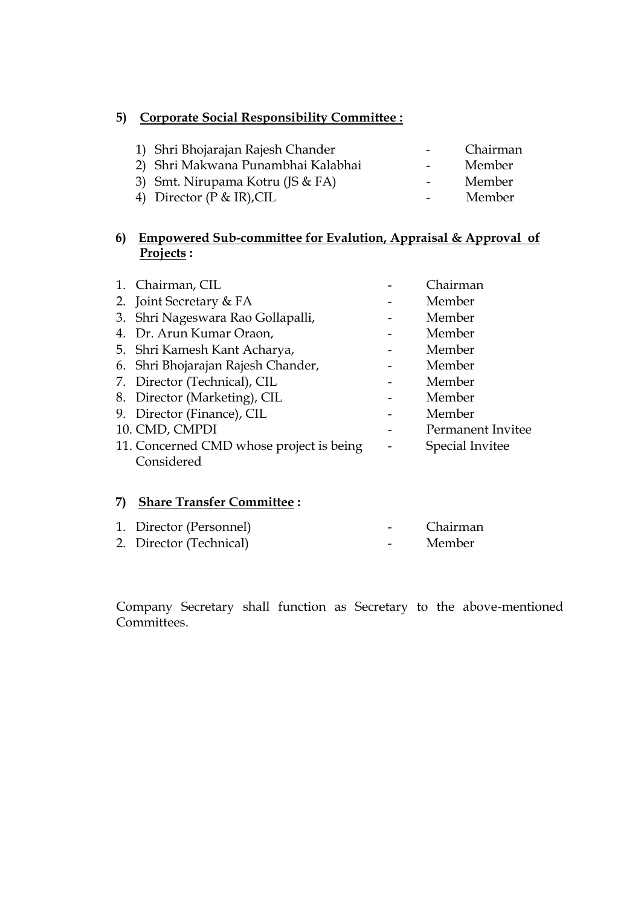**5) <u>Corporate Social Responsibility Committee :</u>**

| | | |
|---|---|---|
| 1) Shri Bhojarajan Rajesh Chander | - | Chairman |
| 2) Shri Makwana Punambhai Kalabhai | - | Member |
| 3) Smt. Nirupama Kotru (JS & FA) | - | Member |
| 4) Director (P & IR),CIL | - | Member |

**6) <u>Empowered Sub-committee for Evalution, Appraisal & Approval of Projects</u> :**

| | | |
|---|---|---|
| 1. Chairman, CIL | - | Chairman |
| 2. Joint Secretary & FA | - | Member |
| 3. Shri Nageswara Rao Gollapalli, | - | Member |
| 4. Dr. Arun Kumar Oraon, | - | Member |
| 5. Shri Kamesh Kant Acharya, | - | Member |
| 6. Shri Bhojarajan Rajesh Chander, | - | Member |
| 7. Director (Technical), CIL | - | Member |
| 8. Director (Marketing), CIL | - | Member |
| 9. Director (Finance), CIL | - | Member |
| 10. CMD, CMPDI | - | Permanent Invitee |
| 11. Concerned CMD whose project is being Considered | - | Special Invitee |

**7) <u>Share Transfer Committee</u> :**

| | | |
|---|---|---|
| 1. Director (Personnel) | - | Chairman |
| 2. Director (Technical) | - | Member |

Company Secretary shall function as Secretary to the above-mentioned Committees.